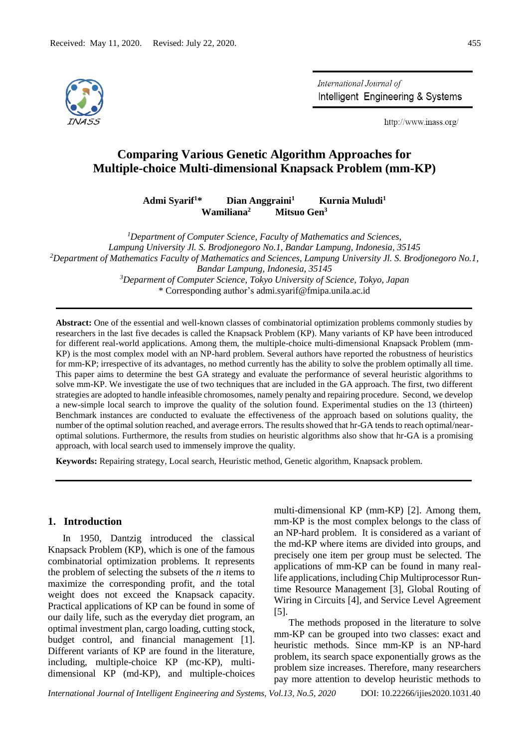Received: May 11, 2020. Revised: July 22, 2020.

# Comparing Various Genetic Algorithm Approaches for Multiple-choice Multi-dimensional Knapsack Problem (mm-KP)

**Admi Syarif[1]\*** **Dian Anggraini[1]** **Kurnia Muludi[1]** **Wamiliana[2]** **Mitsuo Gen[3]**

[1]*Department of Computer Science, Faculty of Mathematics and Sciences, Lampung University Jl. S. Brodjonegoro No.1, Bandar Lampung, Indonesia, 35145*
[2]*Department of Mathematics Faculty of Mathematics and Sciences, Lampung University Jl. S. Brodjonegoro No.1, Bandar Lampung, Indonesia, 35145*
[3]*Deparment of Computer Science, Tokyo University of Science, Tokyo, Japan*
\* Corresponding author's admi.syarif@fmipa.unila.ac.id

---

**Abstract:** One of the essential and well-known classes of combinatorial optimization problems commonly studies by researchers in the last five decades is called the Knapsack Problem (KP). Many variants of KP have been introduced for different real-world applications. Among them, the multiple-choice multi-dimensional Knapsack Problem (mm-KP) is the most complex model with an NP-hard problem. Several authors have reported the robustness of heuristics for mm-KP; irrespective of its advantages, no method currently has the ability to solve the problem optimally all time. This paper aims to determine the best GA strategy and evaluate the performance of several heuristic algorithms to solve mm-KP. We investigate the use of two techniques that are included in the GA approach. The first, two different strategies are adopted to handle infeasible chromosomes, namely penalty and repairing procedure. Second, we develop a new-simple local search to improve the quality of the solution found. Experimental studies on the 13 (thirteen) Benchmark instances are conducted to evaluate the effectiveness of the approach based on solutions quality, the number of the optimal solution reached, and average errors. The results showed that hr-GA tends to reach optimal/near-optimal solutions. Furthermore, the results from studies on heuristic algorithms also show that hr-GA is a promising approach, with local search used to immensely improve the quality.

**Keywords:** Repairing strategy, Local search, Heuristic method, Genetic algorithm, Knapsack problem.

---

## 1. Introduction

In 1950, Dantzig introduced the classical Knapsack Problem (KP), which is one of the famous combinatorial optimization problems. It represents the problem of selecting the subsets of the *n* items to maximize the corresponding profit, and the total weight does not exceed the Knapsack capacity. Practical applications of KP can be found in some of our daily life, such as the everyday diet program, an optimal investment plan, cargo loading, cutting stock, budget control, and financial management [1]. Different variants of KP are found in the literature, including, multiple-choice KP (mc-KP), multi-dimensional KP (md-KP), and multiple-choices multi-dimensional KP (mm-KP) [2]. Among them, mm-KP is the most complex belongs to the class of an NP-hard problem. It is considered as a variant of the md-KP where items are divided into groups, and precisely one item per group must be selected. The applications of mm-KP can be found in many real-life applications, including Chip Multiprocessor Run-time Resource Management [3], Global Routing of Wiring in Circuits [4], and Service Level Agreement [5].

The methods proposed in the literature to solve mm-KP can be grouped into two classes: exact and heuristic methods. Since mm-KP is an NP-hard problem, its search space exponentially grows as the problem size increases. Therefore, many researchers pay more attention to develop heuristic methods to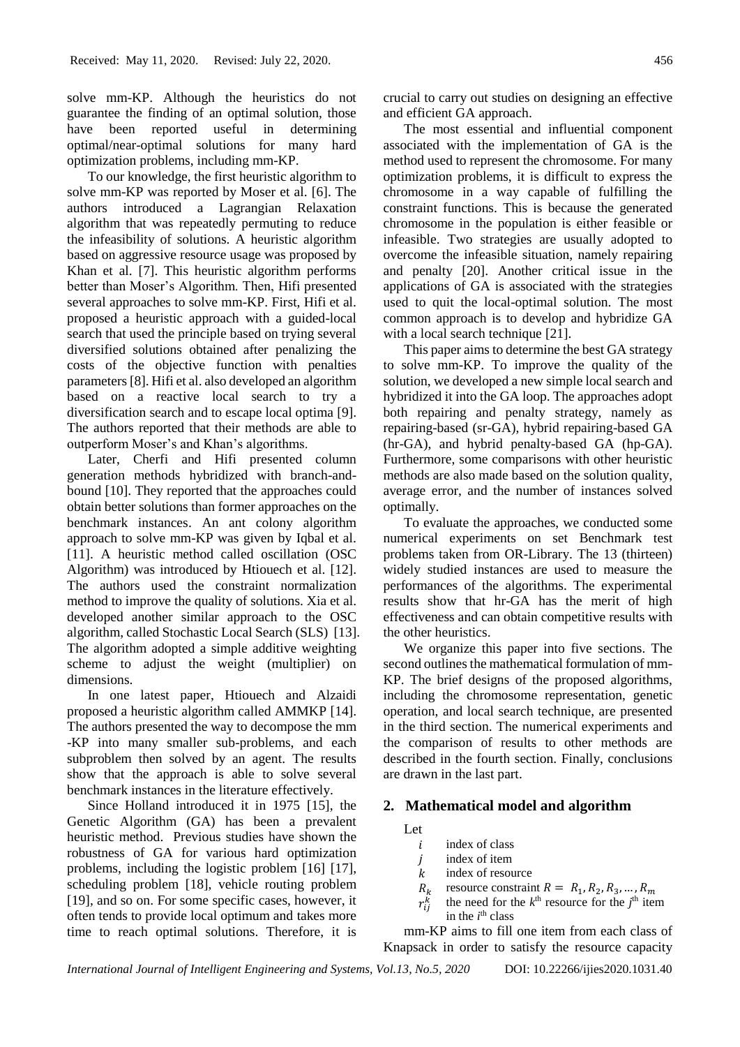solve mm-KP. Although the heuristics do not guarantee the finding of an optimal solution, those have been reported useful in determining optimal/near-optimal solutions for many hard optimization problems, including mm-KP.

To our knowledge, the first heuristic algorithm to solve mm-KP was reported by Moser et al. [6]. The authors introduced a Lagrangian Relaxation algorithm that was repeatedly permuting to reduce the infeasibility of solutions. A heuristic algorithm based on aggressive resource usage was proposed by Khan et al. [7]. This heuristic algorithm performs better than Moser's Algorithm. Then, Hifi presented several approaches to solve mm-KP. First, Hifi et al. proposed a heuristic approach with a guided-local search that used the principle based on trying several diversified solutions obtained after penalizing the costs of the objective function with penalties parameters [8]. Hifi et al. also developed an algorithm based on a reactive local search to try a diversification search and to escape local optima [9]. The authors reported that their methods are able to outperform Moser's and Khan's algorithms.

Later, Cherfi and Hifi presented column generation methods hybridized with branch-and-bound [10]. They reported that the approaches could obtain better solutions than former approaches on the benchmark instances. An ant colony algorithm approach to solve mm-KP was given by Iqbal et al. [11]. A heuristic method called oscillation (OSC Algorithm) was introduced by Htiouech et al. [12]. The authors used the constraint normalization method to improve the quality of solutions. Xia et al. developed another similar approach to the OSC algorithm, called Stochastic Local Search (SLS) [13]. The algorithm adopted a simple additive weighting scheme to adjust the weight (multiplier) on dimensions.

In one latest paper, Htiouech and Alzaidi proposed a heuristic algorithm called AMMKP [14]. The authors presented the way to decompose the mm -KP into many smaller sub-problems, and each subproblem then solved by an agent. The results show that the approach is able to solve several benchmark instances in the literature effectively.

Since Holland introduced it in 1975 [15], the Genetic Algorithm (GA) has been a prevalent heuristic method. Previous studies have shown the robustness of GA for various hard optimization problems, including the logistic problem [16] [17], scheduling problem [18], vehicle routing problem [19], and so on. For some specific cases, however, it often tends to provide local optimum and takes more time to reach optimal solutions. Therefore, it is crucial to carry out studies on designing an effective and efficient GA approach.

The most essential and influential component associated with the implementation of GA is the method used to represent the chromosome. For many optimization problems, it is difficult to express the chromosome in a way capable of fulfilling the constraint functions. This is because the generated chromosome in the population is either feasible or infeasible. Two strategies are usually adopted to overcome the infeasible situation, namely repairing and penalty [20]. Another critical issue in the applications of GA is associated with the strategies used to quit the local-optimal solution. The most common approach is to develop and hybridize GA with a local search technique [21].

This paper aims to determine the best GA strategy to solve mm-KP. To improve the quality of the solution, we developed a new simple local search and hybridized it into the GA loop. The approaches adopt both repairing and penalty strategy, namely as repairing-based (sr-GA), hybrid repairing-based GA (hr-GA), and hybrid penalty-based GA (hp-GA). Furthermore, some comparisons with other heuristic methods are also made based on the solution quality, average error, and the number of instances solved optimally.

To evaluate the approaches, we conducted some numerical experiments on set Benchmark test problems taken from OR-Library. The 13 (thirteen) widely studied instances are used to measure the performances of the algorithms. The experimental results show that hr-GA has the merit of high effectiveness and can obtain competitive results with the other heuristics.

We organize this paper into five sections. The second outlines the mathematical formulation of mm-KP. The brief designs of the proposed algorithms, including the chromosome representation, genetic operation, and local search technique, are presented in the third section. The numerical experiments and the comparison of results to other methods are described in the fourth section. Finally, conclusions are drawn in the last part.

## 2. Mathematical model and algorithm

Let

- $i$ index of class
- $j$ index of item
- $k$ index of resource
- $R_k$ resource constraint $R = R_1, R_2, R_3, \dots, R_m$
- $r_{ij}^k$ the need for the $k^{\text{th}}$ resource for the $j^{\text{th}}$ item in the $i^{\text{th}}$ class

mm-KP aims to fill one item from each class of Knapsack in order to satisfy the resource capacity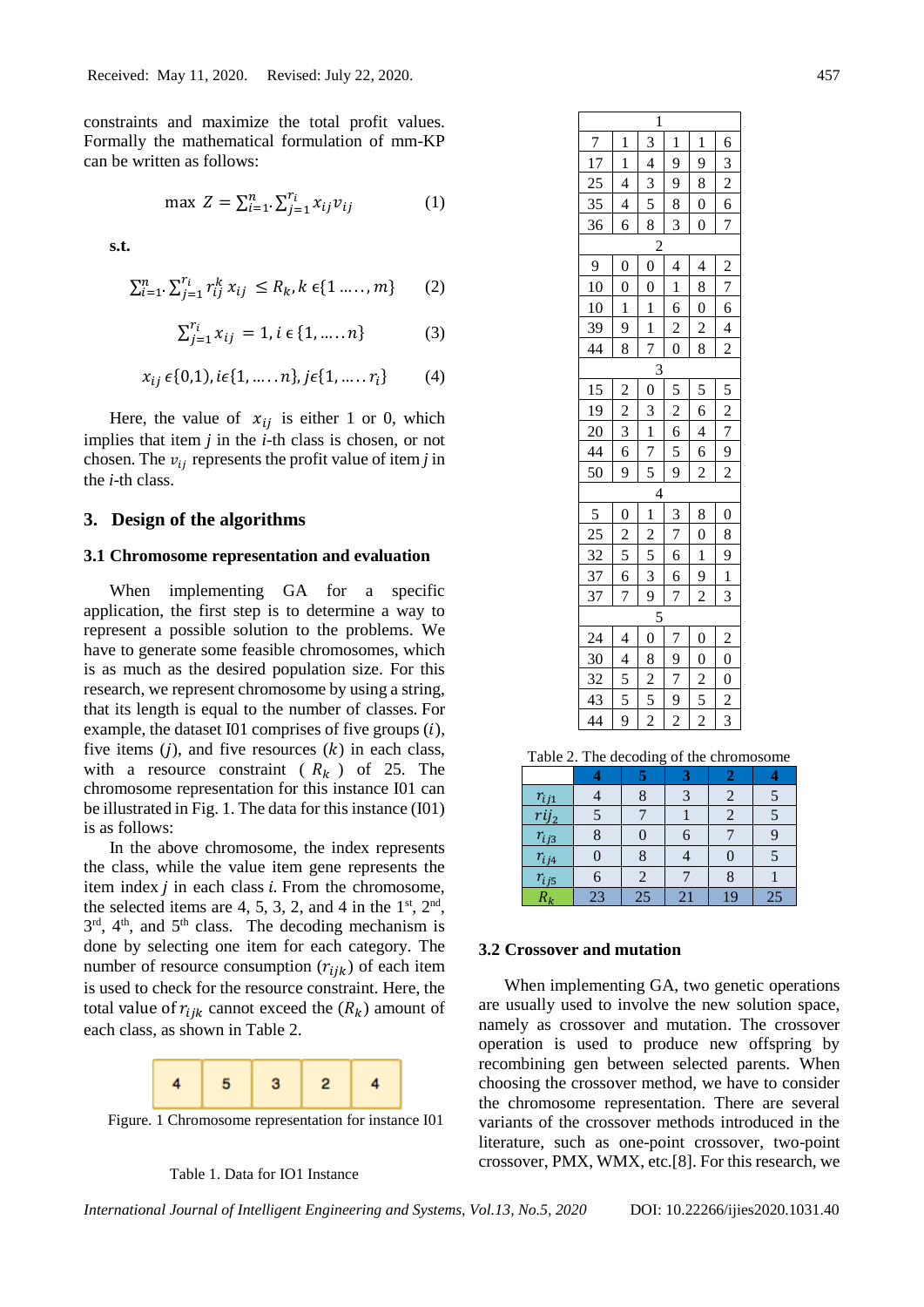constraints and maximize the total profit values. Formally the mathematical formulation of mm-KP can be written as follows:

$$\max\ Z = \sum_{i=1}^{n} \cdot \sum_{j=1}^{r_i} x_{ij} v_{ij} \qquad (1)$$

**s.t.**

$$\sum_{i=1}^{n} \cdot \sum_{j=1}^{r_i} r_{ij}^{k} x_{ij} \le R_k, k \in \{1 \ldots\ldots, m\} \qquad (2)$$

$$\sum_{j=1}^{r_i} x_{ij} = 1, i \in \{1, \ldots\ldots n\} \qquad (3)$$

$$x_{ij} \in \{0,1\}, i \in \{1, \ldots\ldots n\}, j \in \{1, \ldots\ldots r_i\} \qquad (4)$$

Here, the value of $x_{ij}$ is either 1 or 0, which implies that item *j* in the *i*-th class is chosen, or not chosen. The $v_{ij}$ represents the profit value of item *j* in the *i*-th class.

## 3. Design of the algorithms

### 3.1 Chromosome representation and evaluation

When implementing GA for a specific application, the first step is to determine a way to represent a possible solution to the problems. We have to generate some feasible chromosomes, which is as much as the desired population size. For this research, we represent chromosome by using a string, that its length is equal to the number of classes. For example, the dataset I01 comprises of five groups $(i)$, five items $(j)$, and five resources $(k)$ in each class, with a resource constraint ( $R_k$ ) of 25. The chromosome representation for this instance I01 can be illustrated in Fig. 1. The data for this instance (I01) is as follows:

In the above chromosome, the index represents the class, while the value item gene represents the item index *j* in each class *i*. From the chromosome, the selected items are 4, 5, 3, 2, and 4 in the 1st, 2nd, 3rd, 4th, and 5th class. The decoding mechanism is done by selecting one item for each category. The number of resource consumption $(r_{ijk})$ of each item is used to check for the resource constraint. Here, the total value of $r_{ijk}$ cannot exceed the $(R_k)$ amount of each class, as shown in Table 2.

| 4 | 5 | 3 | 2 | 4 |
|---|---|---|---|---|

Figure. 1 Chromosome representation for instance I01

Table 1. Data for IO1 Instance

| 1 | | | | | |
|---|---|---|---|---|---|
| 7 | 1 | 3 | 1 | 1 | 6 |
| 17 | 1 | 4 | 9 | 9 | 3 |
| 25 | 4 | 3 | 9 | 8 | 2 |
| 35 | 4 | 5 | 8 | 0 | 6 |
| 36 | 6 | 8 | 3 | 0 | 7 |
| 2 | | | | | |
| 9 | 0 | 0 | 4 | 4 | 2 |
| 10 | 0 | 0 | 1 | 8 | 7 |
| 10 | 1 | 1 | 6 | 0 | 6 |
| 39 | 9 | 1 | 2 | 2 | 4 |
| 44 | 8 | 7 | 0 | 8 | 2 |
| 3 | | | | | |
| 15 | 2 | 0 | 5 | 5 | 5 |
| 19 | 2 | 3 | 2 | 6 | 2 |
| 20 | 3 | 1 | 6 | 4 | 7 |
| 44 | 6 | 7 | 5 | 6 | 9 |
| 50 | 9 | 5 | 9 | 2 | 2 |
| 4 | | | | | |
| 5 | 0 | 1 | 3 | 8 | 0 |
| 25 | 2 | 2 | 7 | 0 | 8 |
| 32 | 5 | 5 | 6 | 1 | 9 |
| 37 | 6 | 3 | 6 | 9 | 1 |
| 37 | 7 | 9 | 7 | 2 | 3 |
| 5 | | | | | |
| 24 | 4 | 0 | 7 | 0 | 2 |
| 30 | 4 | 8 | 9 | 0 | 0 |
| 32 | 5 | 2 | 7 | 2 | 0 |
| 43 | 5 | 5 | 9 | 5 | 2 |
| 44 | 9 | 2 | 2 | 2 | 3 |

Table 2. The decoding of the chromosome

| | 4 | 5 | 3 | 2 | 4 |
|---|---|---|---|---|---|
| $r_{ij1}$ | 4 | 8 | 3 | 2 | 5 |
| $rij_2$ | 5 | 7 | 1 | 2 | 5 |
| $r_{ij3}$ | 8 | 0 | 6 | 7 | 9 |
| $r_{ij4}$ | 0 | 8 | 4 | 0 | 5 |
| $r_{ij5}$ | 6 | 2 | 7 | 8 | 1 |
| $R_k$ | 23 | 25 | 21 | 19 | 25 |

### 3.2 Crossover and mutation

When implementing GA, two genetic operations are usually used to involve the new solution space, namely as crossover and mutation. The crossover operation is used to produce new offspring by recombining gen between selected parents. When choosing the crossover method, we have to consider the chromosome representation. There are several variants of the crossover methods introduced in the literature, such as one-point crossover, two-point crossover, PMX, WMX, etc.[8]. For this research, we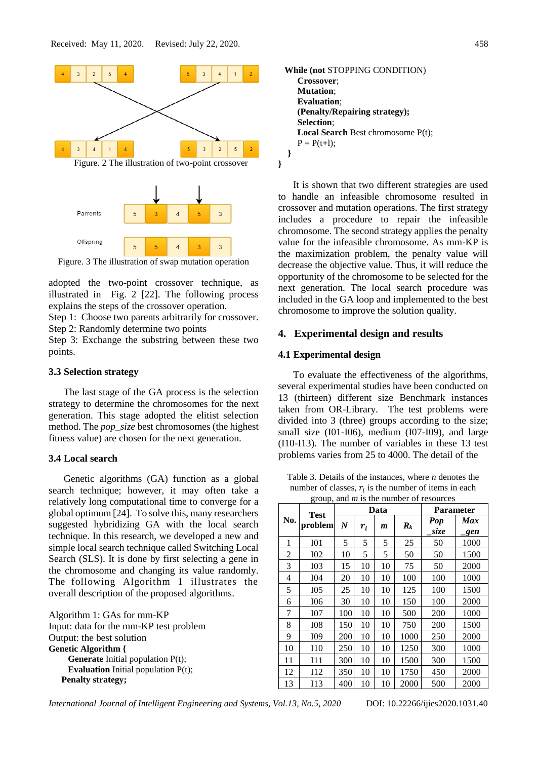Figure. 2 The illustration of two-point crossover

Figure. 3 The illustration of swap mutation operation

adopted the two-point crossover technique, as illustrated in Fig. 2 [22]. The following process explains the steps of the crossover operation.

Step 1: Choose two parents arbitrarily for crossover.

Step 2: Randomly determine two points

Step 3: Exchange the substring between these two points.

### 3.3 Selection strategy

The last stage of the GA process is the selection strategy to determine the chromosomes for the next generation. This stage adopted the elitist selection method. The *pop_size* best chromosomes (the highest fitness value) are chosen for the next generation.

### 3.4 Local search

Genetic algorithms (GA) function as a global search technique; however, it may often take a relatively long computational time to converge for a global optimum [24]. To solve this, many researchers suggested hybridizing GA with the local search technique. In this research, we developed a new and simple local search technique called Switching Local Search (SLS). It is done by first selecting a gene in the chromosome and changing its value randomly. The following Algorithm 1 illustrates the overall description of the proposed algorithms.

```
Algorithm 1: GAs for mm-KP
Input: data for the mm-KP test problem
Output: the best solution
Genetic Algorithm {
    Generate Initial population P(t);
    Evaluation Initial population P(t);
  Penalty strategy;
  While (not STOPPING CONDITION)
    Crossover;
    Mutation;
    Evaluation;
    (Penalty/Repairing strategy);
    Selection;
    Local Search Best chromosome P(t);
    P = P(t+l);
  }
}
```

It is shown that two different strategies are used to handle an infeasible chromosome resulted in crossover and mutation operations. The first strategy includes a procedure to repair the infeasible chromosome. The second strategy applies the penalty value for the infeasible chromosome. As mm-KP is the maximization problem, the penalty value will decrease the objective value. Thus, it will reduce the opportunity of the chromosome to be selected for the next generation. The local search procedure was included in the GA loop and implemented to the best chromosome to improve the solution quality.

## 4. Experimental design and results

### 4.1 Experimental design

To evaluate the effectiveness of the algorithms, several experimental studies have been conducted on 13 (thirteen) different size Benchmark instances taken from OR-Library. The test problems were divided into 3 (three) groups according to the size; small size (I01-I06), medium (I07-I09), and large (I10-I13). The number of variables in these 13 test problems varies from 25 to 4000. The detail of the

Table 3. Details of the instances, where *n* denotes the number of classes, $r_i$ is the number of items in each group, and *m* is the number of resources

| No. | Test problem | Data | | | | Parameter | |
|---|---|---|---|---|---|---|---|
| | | *N* | $r_i$ | *m* | $R_k$ | *Pop_size* | *Max_gen* |
| 1 | I01 | 5 | 5 | 5 | 25 | 50 | 1000 |
| 2 | I02 | 10 | 5 | 5 | 50 | 50 | 1500 |
| 3 | I03 | 15 | 10 | 10 | 75 | 50 | 2000 |
| 4 | I04 | 20 | 10 | 10 | 100 | 100 | 1000 |
| 5 | I05 | 25 | 10 | 10 | 125 | 100 | 1500 |
| 6 | I06 | 30 | 10 | 10 | 150 | 100 | 2000 |
| 7 | I07 | 100 | 10 | 10 | 500 | 200 | 1000 |
| 8 | I08 | 150 | 10 | 10 | 750 | 200 | 1500 |
| 9 | I09 | 200 | 10 | 10 | 1000 | 250 | 2000 |
| 10 | I10 | 250 | 10 | 10 | 1250 | 300 | 1000 |
| 11 | I11 | 300 | 10 | 10 | 1500 | 300 | 1500 |
| 12 | I12 | 350 | 10 | 10 | 1750 | 450 | 2000 |
| 13 | I13 | 400 | 10 | 10 | 2000 | 500 | 2000 |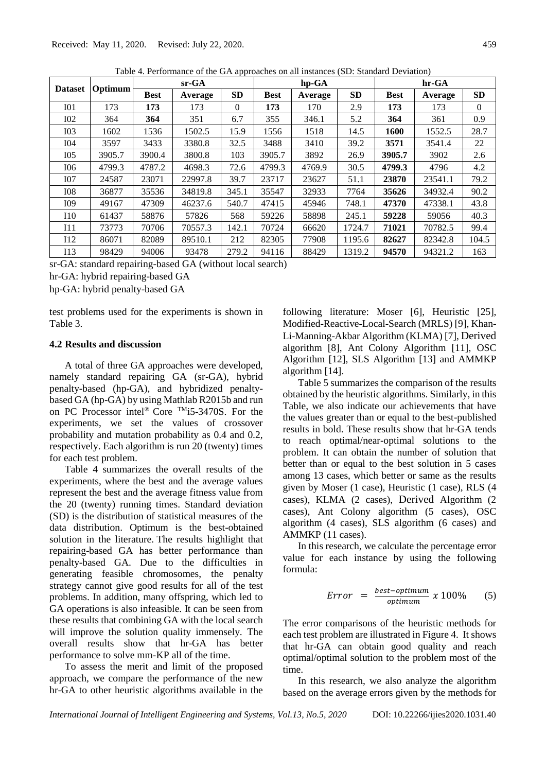Table 4. Performance of the GA approaches on all instances (SD: Standard Deviation)

| Dataset | Optimum | sr-GA | | | hp-GA | | | hr-GA | | |
|---|---|---|---|---|---|---|---|---|---|---|
| | | **Best** | **Average** | **SD** | **Best** | **Average** | **SD** | **Best** | **Average** | **SD** |
| I01 | 173 | **173** | 173 | 0 | **173** | 170 | 2.9 | **173** | 173 | 0 |
| I02 | 364 | **364** | 351 | 6.7 | 355 | 346.1 | 5.2 | **364** | 361 | 0.9 |
| I03 | 1602 | 1536 | 1502.5 | 15.9 | 1556 | 1518 | 14.5 | **1600** | 1552.5 | 28.7 |
| I04 | 3597 | 3433 | 3380.8 | 32.5 | 3488 | 3410 | 39.2 | **3571** | 3541.4 | 22 |
| I05 | 3905.7 | 3900.4 | 3800.8 | 103 | 3905.7 | 3892 | 26.9 | **3905.7** | 3902 | 2.6 |
| I06 | 4799.3 | 4787.2 | 4698.3 | 72.6 | 4799.3 | 4769.9 | 30.5 | **4799.3** | 4796 | 4.2 |
| I07 | 24587 | 23071 | 22997.8 | 39.7 | 23717 | 23627 | 51.1 | **23870** | 23541.1 | 79.2 |
| I08 | 36877 | 35536 | 34819.8 | 345.1 | 35547 | 32933 | 7764 | **35626** | 34932.4 | 90.2 |
| I09 | 49167 | 47309 | 46237.6 | 540.7 | 47415 | 45946 | 748.1 | **47370** | 47338.1 | 43.8 |
| I10 | 61437 | 58876 | 57826 | 568 | 59226 | 58898 | 245.1 | **59228** | 59056 | 40.3 |
| I11 | 73773 | 70706 | 70557.3 | 142.1 | 70724 | 66620 | 1724.7 | **71021** | 70782.5 | 99.4 |
| I12 | 86071 | 82089 | 89510.1 | 212 | 82305 | 77908 | 1195.6 | **82627** | 82342.8 | 104.5 |
| I13 | 98429 | 94006 | 93478 | 279.2 | 94116 | 88429 | 1319.2 | **94570** | 94321.2 | 163 |

sr-GA: standard repairing-based GA (without local search)

hr-GA: hybrid repairing-based GA

hp-GA: hybrid penalty-based GA

test problems used for the experiments is shown in Table 3.

### 4.2 Results and discussion

A total of three GA approaches were developed, namely standard repairing GA (sr-GA), hybrid penalty-based (hp-GA), and hybridized penalty-based GA (hp-GA) by using Mathlab R2015b and run on PC Processor intel® Core ™i5-3470S. For the experiments, we set the values of crossover probability and mutation probability as 0.4 and 0.2, respectively. Each algorithm is run 20 (twenty) times for each test problem.

Table 4 summarizes the overall results of the experiments, where the best and the average values represent the best and the average fitness value from the 20 (twenty) running times. Standard deviation (SD) is the distribution of statistical measures of the data distribution. Optimum is the best-obtained solution in the literature. The results highlight that repairing-based GA has better performance than penalty-based GA. Due to the difficulties in generating feasible chromosomes, the penalty strategy cannot give good results for all of the test problems. In addition, many offspring, which led to GA operations is also infeasible. It can be seen from these results that combining GA with the local search will improve the solution quality immensely. The overall results show that hr-GA has better performance to solve mm-KP all of the time.

To assess the merit and limit of the proposed approach, we compare the performance of the new hr-GA to other heuristic algorithms available in the following literature: Moser [6], Heuristic [25], Modified-Reactive-Local-Search (MRLS) [9], Khan-Li-Manning-Akbar Algorithm (KLMA) [7], Derived algorithm [8], Ant Colony Algorithm [11], OSC Algorithm [12], SLS Algorithm [13] and AMMKP algorithm [14].

Table 5 summarizes the comparison of the results obtained by the heuristic algorithms. Similarly, in this Table, we also indicate our achievements that have the values greater than or equal to the best-published results in bold. These results show that hr-GA tends to reach optimal/near-optimal solutions to the problem. It can obtain the number of solution that better than or equal to the best solution in 5 cases among 13 cases, which better or same as the results given by Moser (1 case), Heuristic (1 case), RLS (4 cases), KLMA (2 cases), Derived Algorithm (2 cases), Ant Colony algorithm (5 cases), OSC algorithm (4 cases), SLS algorithm (6 cases) and AMMKP (11 cases).

In this research, we calculate the percentage error value for each instance by using the following formula:

$$Error = \frac{best - optimum}{optimum} \times 100\% \qquad (5)$$

The error comparisons of the heuristic methods for each test problem are illustrated in Figure 4. It shows that hr-GA can obtain good quality and reach optimal/optimal solution to the problem most of the time.

In this research, we also analyze the algorithm based on the average errors given by the methods for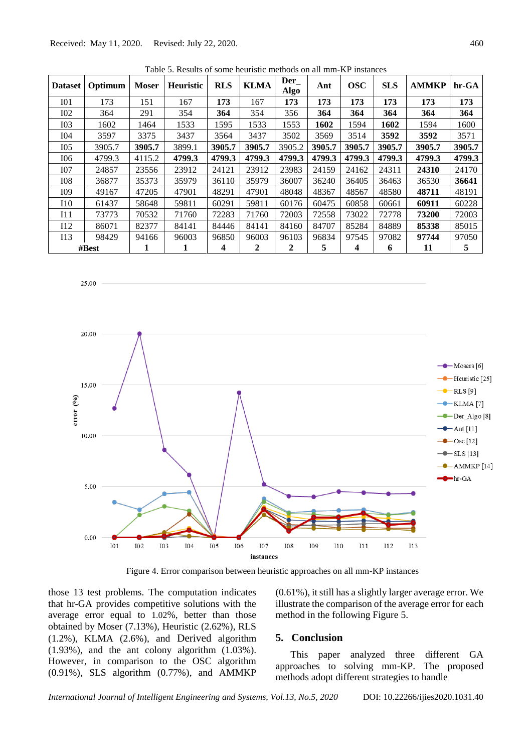Table 5. Results of some heuristic methods on all mm-KP instances

| Dataset | Optimum | Moser | Heuristic | RLS | KLMA | Der_ Algo | Ant | OSC | SLS | AMMKP | hr-GA |
|---|---|---|---|---|---|---|---|---|---|---|---|
| I01 | 173 | 151 | 167 | **173** | 167 | **173** | **173** | **173** | **173** | **173** | **173** |
| I02 | 364 | 291 | 354 | **364** | 354 | 356 | **364** | **364** | **364** | **364** | **364** |
| I03 | 1602 | 1464 | 1533 | 1595 | 1533 | 1553 | **1602** | 1594 | **1602** | 1594 | 1600 |
| I04 | 3597 | 3375 | 3437 | 3564 | 3437 | 3502 | 3569 | 3514 | **3592** | **3592** | 3571 |
| I05 | 3905.7 | **3905.7** | 3899.1 | **3905.7** | **3905.7** | 3905.2 | **3905.7** | **3905.7** | **3905.7** | **3905.7** | **3905.7** |
| I06 | 4799.3 | 4115.2 | **4799.3** | **4799.3** | **4799.3** | **4799.3** | **4799.3** | **4799.3** | **4799.3** | **4799.3** | **4799.3** |
| I07 | 24857 | 23556 | 23912 | 24121 | 23912 | 23983 | 24159 | 24162 | 24311 | **24310** | 24170 |
| I08 | 36877 | 35373 | 35979 | 36110 | 35979 | 36007 | 36240 | 36405 | 36463 | 36530 | **36641** |
| I09 | 49167 | 47205 | 47901 | 48291 | 47901 | 48048 | 48367 | 48567 | 48580 | **48711** | 48191 |
| I10 | 61437 | 58648 | 59811 | 60291 | 59811 | 60176 | 60475 | 60858 | 60661 | **60911** | 60228 |
| I11 | 73773 | 70532 | 71760 | 72283 | 71760 | 72003 | 72558 | 73022 | 72778 | **73200** | 72003 |
| I12 | 86071 | 82377 | 84141 | 84446 | 84141 | 84160 | 84707 | 85284 | 84889 | **85338** | 85015 |
| I13 | 98429 | 94166 | 96003 | 96850 | 96003 | 96103 | 96834 | 97545 | 97082 | **97744** | 97050 |
| #Best | | 1 | 1 | 4 | 2 | 2 | 5 | 4 | 6 | 11 | 5 |

Figure 4. Error comparison between heuristic approaches on all mm-KP instances

those 13 test problems. The computation indicates that hr-GA provides competitive solutions with the average error equal to 1.02%, better than those obtained by Moser (7.13%), Heuristic (2.62%), RLS (1.2%), KLMA (2.6%), and Derived algorithm (1.93%), and the ant colony algorithm (1.03%). However, in comparison to the OSC algorithm (0.91%), SLS algorithm (0.77%), and AMMKP (0.61%), it still has a slightly larger average error. We illustrate the comparison of the average error for each method in the following Figure 5.

## 5. Conclusion

This paper analyzed three different GA approaches to solving mm-KP. The proposed methods adopt different strategies to handle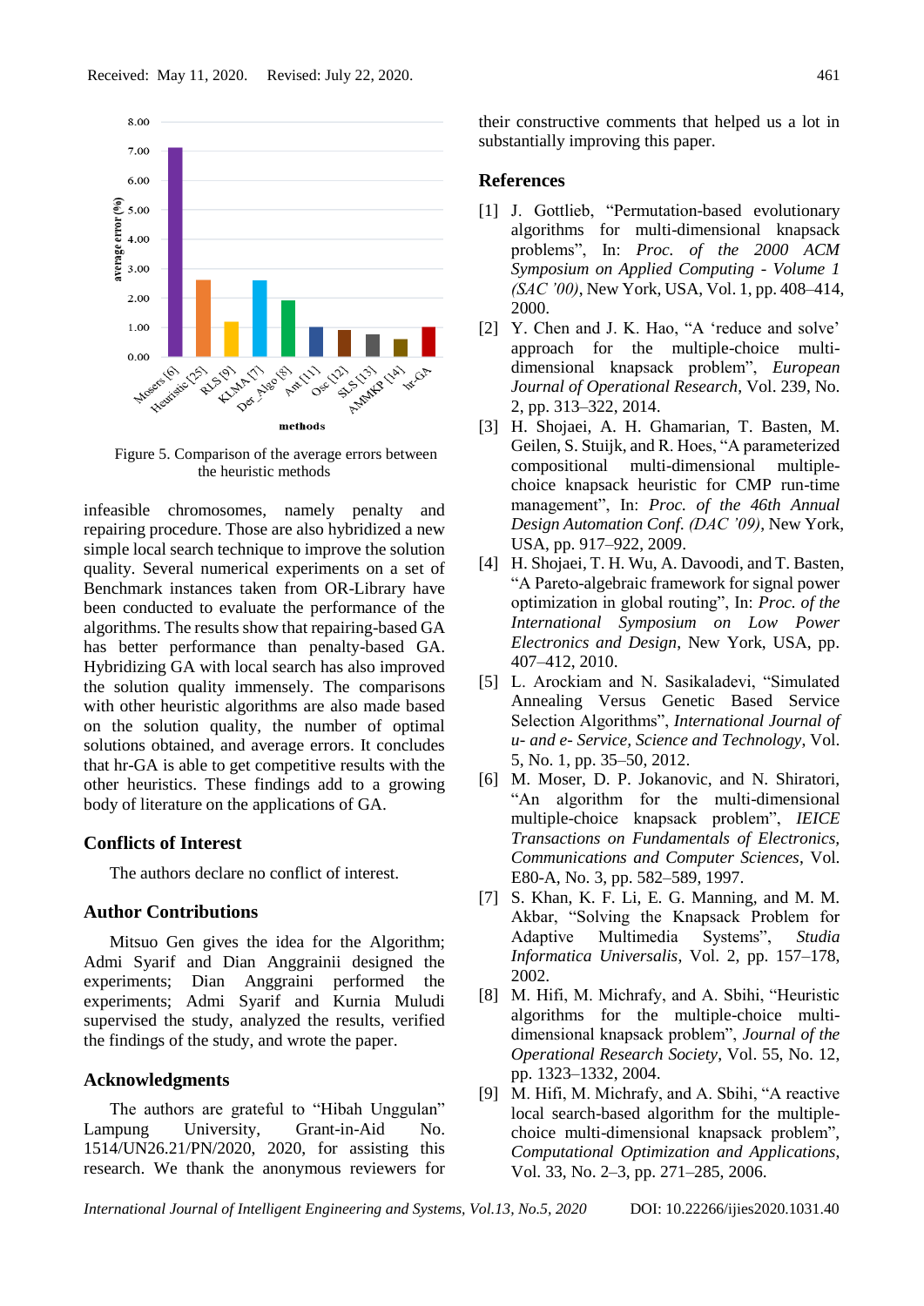Figure 5. Comparison of the average errors between the heuristic methods

infeasible chromosomes, namely penalty and repairing procedure. Those are also hybridized a new simple local search technique to improve the solution quality. Several numerical experiments on a set of Benchmark instances taken from OR-Library have been conducted to evaluate the performance of the algorithms. The results show that repairing-based GA has better performance than penalty-based GA. Hybridizing GA with local search has also improved the solution quality immensely. The comparisons with other heuristic algorithms are also made based on the solution quality, the number of optimal solutions obtained, and average errors. It concludes that hr-GA is able to get competitive results with the other heuristics. These findings add to a growing body of literature on the applications of GA.

## Conflicts of Interest

The authors declare no conflict of interest.

## Author Contributions

Mitsuo Gen gives the idea for the Algorithm; Admi Syarif and Dian Anggrainii designed the experiments; Dian Anggraini performed the experiments; Admi Syarif and Kurnia Muludi supervised the study, analyzed the results, verified the findings of the study, and wrote the paper.

## Acknowledgments

The authors are grateful to "Hibah Unggulan" Lampung University, Grant-in-Aid No. 1514/UN26.21/PN/2020, 2020, for assisting this research. We thank the anonymous reviewers for their constructive comments that helped us a lot in substantially improving this paper.

## References

[1] J. Gottlieb, "Permutation-based evolutionary algorithms for multi-dimensional knapsack problems", In: *Proc. of the 2000 ACM Symposium on Applied Computing - Volume 1 (SAC '00)*, New York, USA, Vol. 1, pp. 408–414, 2000.

[2] Y. Chen and J. K. Hao, "A 'reduce and solve' approach for the multiple-choice multi-dimensional knapsack problem", *European Journal of Operational Research*, Vol. 239, No. 2, pp. 313–322, 2014.

[3] H. Shojaei, A. H. Ghamarian, T. Basten, M. Geilen, S. Stuijk, and R. Hoes, "A parameterized compositional multi-dimensional multiple-choice knapsack heuristic for CMP run-time management", In: *Proc. of the 46th Annual Design Automation Conf. (DAC '09)*, New York, USA, pp. 917–922, 2009.

[4] H. Shojaei, T. H. Wu, A. Davoodi, and T. Basten, "A Pareto-algebraic framework for signal power optimization in global routing", In: *Proc. of the International Symposium on Low Power Electronics and Design*, New York, USA, pp. 407–412, 2010.

[5] L. Arockiam and N. Sasikaladevi, "Simulated Annealing Versus Genetic Based Service Selection Algorithms", *International Journal of u- and e- Service, Science and Technology*, Vol. 5, No. 1, pp. 35–50, 2012.

[6] M. Moser, D. P. Jokanovic, and N. Shiratori, "An algorithm for the multi-dimensional multiple-choice knapsack problem", *IEICE Transactions on Fundamentals of Electronics, Communications and Computer Sciences*, Vol. E80-A, No. 3, pp. 582–589, 1997.

[7] S. Khan, K. F. Li, E. G. Manning, and M. M. Akbar, "Solving the Knapsack Problem for Adaptive Multimedia Systems", *Studia Informatica Universalis*, Vol. 2, pp. 157–178, 2002.

[8] M. Hifi, M. Michrafy, and A. Sbihi, "Heuristic algorithms for the multiple-choice multi-dimensional knapsack problem", *Journal of the Operational Research Society*, Vol. 55, No. 12, pp. 1323–1332, 2004.

[9] M. Hifi, M. Michrafy, and A. Sbihi, "A reactive local search-based algorithm for the multiple-choice multi-dimensional knapsack problem", *Computational Optimization and Applications*, Vol. 33, No. 2–3, pp. 271–285, 2006.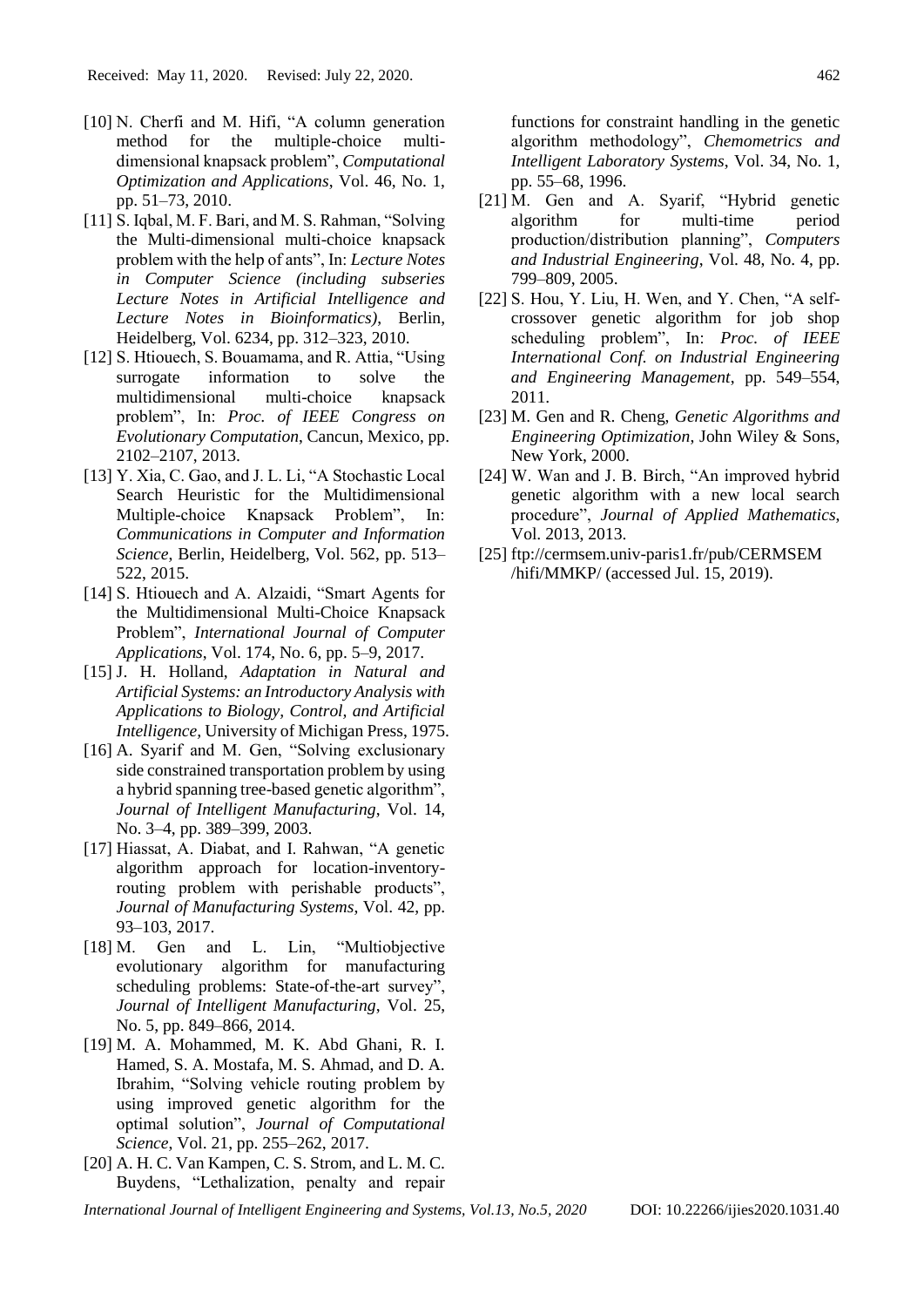[10] N. Cherfi and M. Hifi, "A column generation method for the multiple-choice multi-dimensional knapsack problem", *Computational Optimization and Applications*, Vol. 46, No. 1, pp. 51–73, 2010.

[11] S. Iqbal, M. F. Bari, and M. S. Rahman, "Solving the Multi-dimensional multi-choice knapsack problem with the help of ants", In: *Lecture Notes in Computer Science (including subseries Lecture Notes in Artificial Intelligence and Lecture Notes in Bioinformatics)*, Berlin, Heidelberg, Vol. 6234, pp. 312–323, 2010.

[12] S. Htiouech, S. Bouamama, and R. Attia, "Using surrogate information to solve the multidimensional multi-choice knapsack problem", In: *Proc. of IEEE Congress on Evolutionary Computation*, Cancun, Mexico, pp. 2102–2107, 2013.

[13] Y. Xia, C. Gao, and J. L. Li, "A Stochastic Local Search Heuristic for the Multidimensional Multiple-choice Knapsack Problem", In: *Communications in Computer and Information Science*, Berlin, Heidelberg, Vol. 562, pp. 513–522, 2015.

[14] S. Htiouech and A. Alzaidi, "Smart Agents for the Multidimensional Multi-Choice Knapsack Problem", *International Journal of Computer Applications*, Vol. 174, No. 6, pp. 5–9, 2017.

[15] J. H. Holland, *Adaptation in Natural and Artificial Systems: an Introductory Analysis with Applications to Biology, Control, and Artificial Intelligence*, University of Michigan Press, 1975.

[16] A. Syarif and M. Gen, "Solving exclusionary side constrained transportation problem by using a hybrid spanning tree-based genetic algorithm", *Journal of Intelligent Manufacturing*, Vol. 14, No. 3–4, pp. 389–399, 2003.

[17] Hiassat, A. Diabat, and I. Rahwan, "A genetic algorithm approach for location-inventory-routing problem with perishable products", *Journal of Manufacturing Systems*, Vol. 42, pp. 93–103, 2017.

[18] M. Gen and L. Lin, "Multiobjective evolutionary algorithm for manufacturing scheduling problems: State-of-the-art survey", *Journal of Intelligent Manufacturing*, Vol. 25, No. 5, pp. 849–866, 2014.

[19] M. A. Mohammed, M. K. Abd Ghani, R. I. Hamed, S. A. Mostafa, M. S. Ahmad, and D. A. Ibrahim, "Solving vehicle routing problem by using improved genetic algorithm for the optimal solution", *Journal of Computational Science*, Vol. 21, pp. 255–262, 2017.

[20] A. H. C. Van Kampen, C. S. Strom, and L. M. C. Buydens, "Lethalization, penalty and repair functions for constraint handling in the genetic algorithm methodology", *Chemometrics and Intelligent Laboratory Systems*, Vol. 34, No. 1, pp. 55–68, 1996.

[21] M. Gen and A. Syarif, "Hybrid genetic algorithm for multi-time period production/distribution planning", *Computers and Industrial Engineering*, Vol. 48, No. 4, pp. 799–809, 2005.

[22] S. Hou, Y. Liu, H. Wen, and Y. Chen, "A self-crossover genetic algorithm for job shop scheduling problem", In: *Proc. of IEEE International Conf. on Industrial Engineering and Engineering Management*, pp. 549–554, 2011.

[23] M. Gen and R. Cheng, *Genetic Algorithms and Engineering Optimization*, John Wiley & Sons, New York, 2000.

[24] W. Wan and J. B. Birch, "An improved hybrid genetic algorithm with a new local search procedure", *Journal of Applied Mathematics*, Vol. 2013, 2013.

[25] ftp://cermsem.univ-paris1.fr/pub/CERMSEM/hifi/MMKP/ (accessed Jul. 15, 2019).